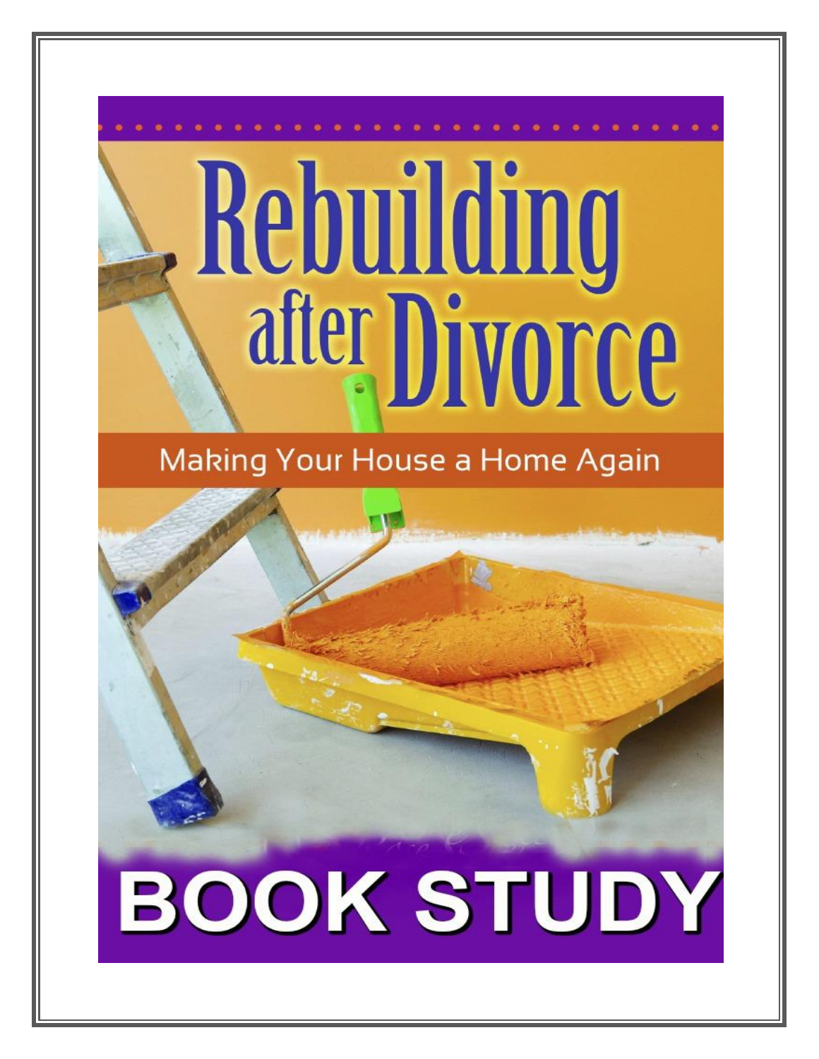# Rebuilding after Divorce

## Making Your House a Home Again

# BOOK STUDY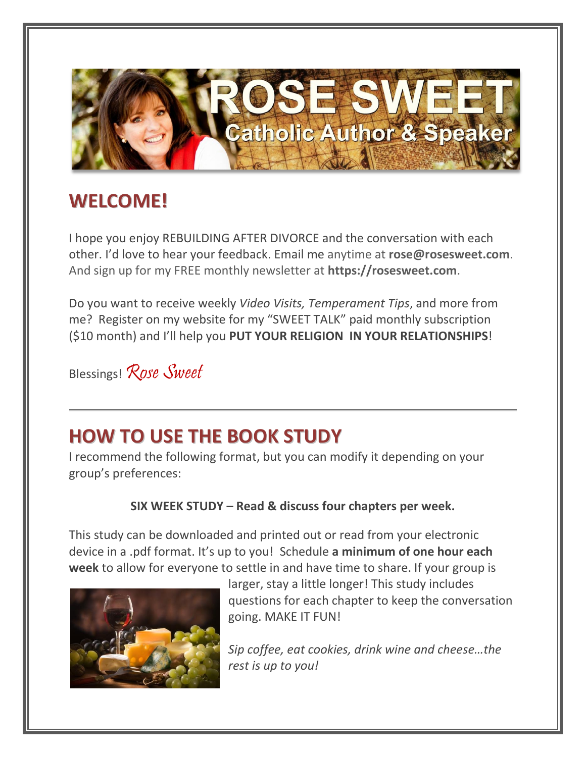# ROSE SWEET

## Catholic Author & Speaker

## WELCOME!

I hope you enjoy REBUILDING AFTER DIVORCE and the conversation with each other. I'd love to hear your feedback. Email me anytime at **rose@rosesweet.com**. And sign up for my FREE monthly newsletter at **https://rosesweet.com**.

Do you want to receive weekly *Video Visits, Temperament Tips*, and more from me? Register on my website for my "SWEET TALK" paid monthly subscription ($10 month) and I'll help you **PUT YOUR RELIGION IN YOUR RELATIONSHIPS**!

Blessings! *Rose Sweet*

---

## HOW TO USE THE BOOK STUDY

I recommend the following format, but you can modify it depending on your group's preferences:

**SIX WEEK STUDY – Read & discuss four chapters per week.**

This study can be downloaded and printed out or read from your electronic device in a .pdf format. It's up to you! Schedule **a minimum of one hour each week** to allow for everyone to settle in and have time to share. If your group is larger, stay a little longer! This study includes questions for each chapter to keep the conversation going. MAKE IT FUN!

*Sip coffee, eat cookies, drink wine and cheese…the rest is up to you!*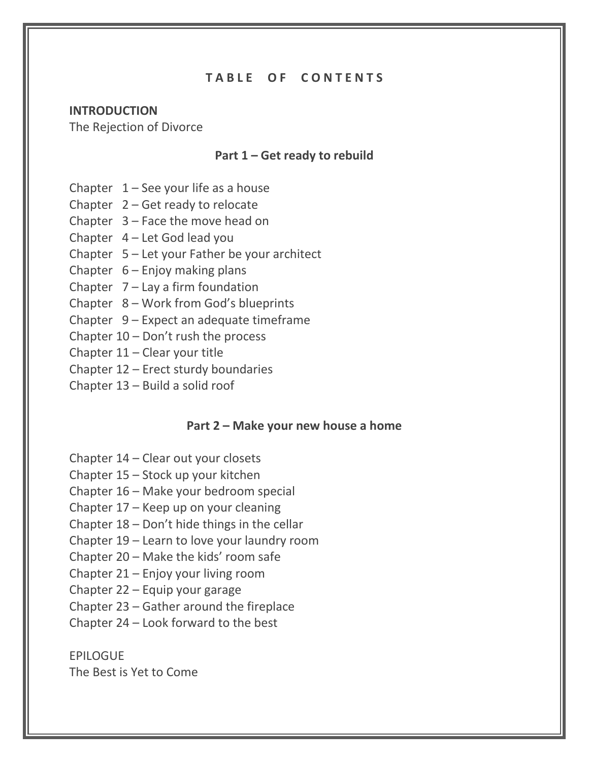# T A B L E O F C O N T E N T S

**INTRODUCTION**
The Rejection of Divorce

## Part 1 – Get ready to rebuild

Chapter 1 – See your life as a house
Chapter 2 – Get ready to relocate
Chapter 3 – Face the move head on
Chapter 4 – Let God lead you
Chapter 5 – Let your Father be your architect
Chapter 6 – Enjoy making plans
Chapter 7 – Lay a firm foundation
Chapter 8 – Work from God's blueprints
Chapter 9 – Expect an adequate timeframe
Chapter 10 – Don't rush the process
Chapter 11 – Clear your title
Chapter 12 – Erect sturdy boundaries
Chapter 13 – Build a solid roof

## Part 2 – Make your new house a home

Chapter 14 – Clear out your closets
Chapter 15 – Stock up your kitchen
Chapter 16 – Make your bedroom special
Chapter 17 – Keep up on your cleaning
Chapter 18 – Don't hide things in the cellar
Chapter 19 – Learn to love your laundry room
Chapter 20 – Make the kids' room safe
Chapter 21 – Enjoy your living room
Chapter 22 – Equip your garage
Chapter 23 – Gather around the fireplace
Chapter 24 – Look forward to the best

EPILOGUE
The Best is Yet to Come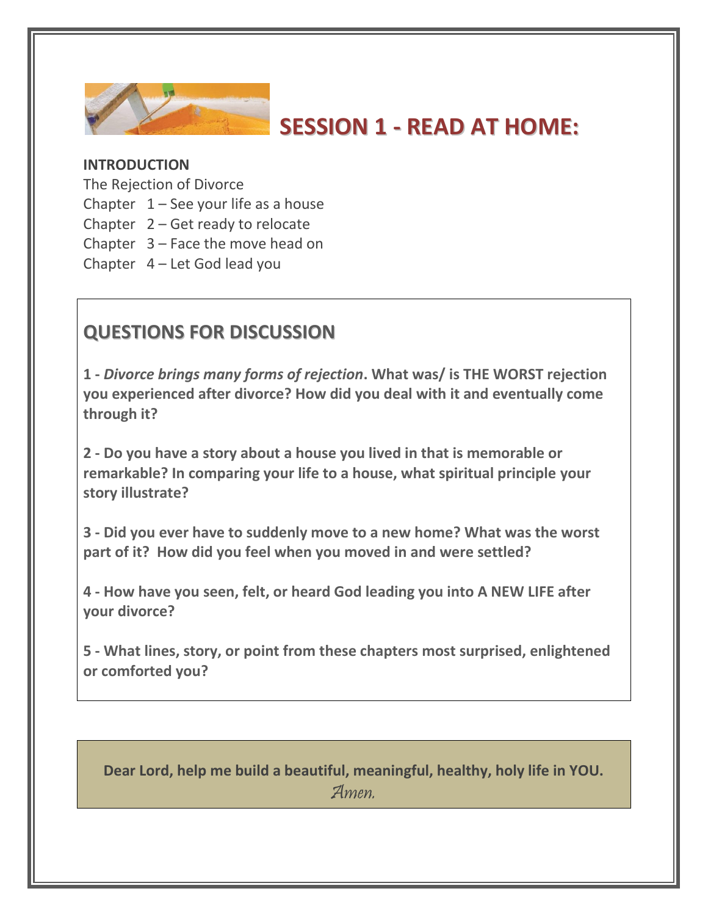# SESSION 1 - READ AT HOME:

**INTRODUCTION**

The Rejection of Divorce

Chapter 1 – See your life as a house

Chapter 2 – Get ready to relocate

Chapter 3 – Face the move head on

Chapter 4 – Let God lead you

## QUESTIONS FOR DISCUSSION

**1 -** ***Divorce brings many forms of rejection*****. What was/ is THE WORST rejection you experienced after divorce? How did you deal with it and eventually come through it?**

**2 - Do you have a story about a house you lived in that is memorable or remarkable? In comparing your life to a house, what spiritual principle your story illustrate?**

**3 - Did you ever have to suddenly move to a new home? What was the worst part of it? How did you feel when you moved in and were settled?**

**4 - How have you seen, felt, or heard God leading you into A NEW LIFE after your divorce?**

**5 - What lines, story, or point from these chapters most surprised, enlightened or comforted you?**

**Dear Lord, help me build a beautiful, meaningful, healthy, holy life in YOU.**
*Amen.*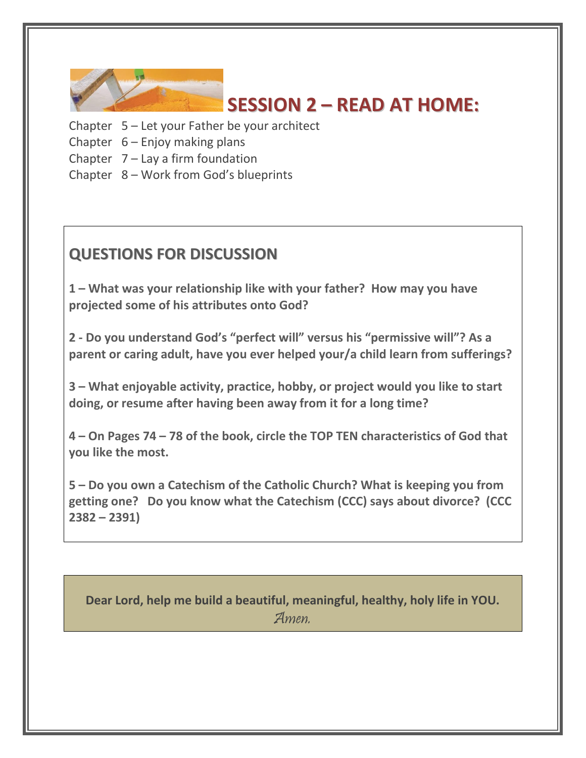# SESSION 2 – READ AT HOME:

Chapter 5 – Let your Father be your architect
Chapter 6 – Enjoy making plans
Chapter 7 – Lay a firm foundation
Chapter 8 – Work from God's blueprints

## QUESTIONS FOR DISCUSSION

**1 – What was your relationship like with your father? How may you have projected some of his attributes onto God?**

**2 - Do you understand God's "perfect will" versus his "permissive will"? As a parent or caring adult, have you ever helped your/a child learn from sufferings?**

**3 – What enjoyable activity, practice, hobby, or project would you like to start doing, or resume after having been away from it for a long time?**

**4 – On Pages 74 – 78 of the book, circle the TOP TEN characteristics of God that you like the most.**

**5 – Do you own a Catechism of the Catholic Church? What is keeping you from getting one? Do you know what the Catechism (CCC) says about divorce? (CCC 2382 – 2391)**

**Dear Lord, help me build a beautiful, meaningful, healthy, holy life in YOU.**
*Amen.*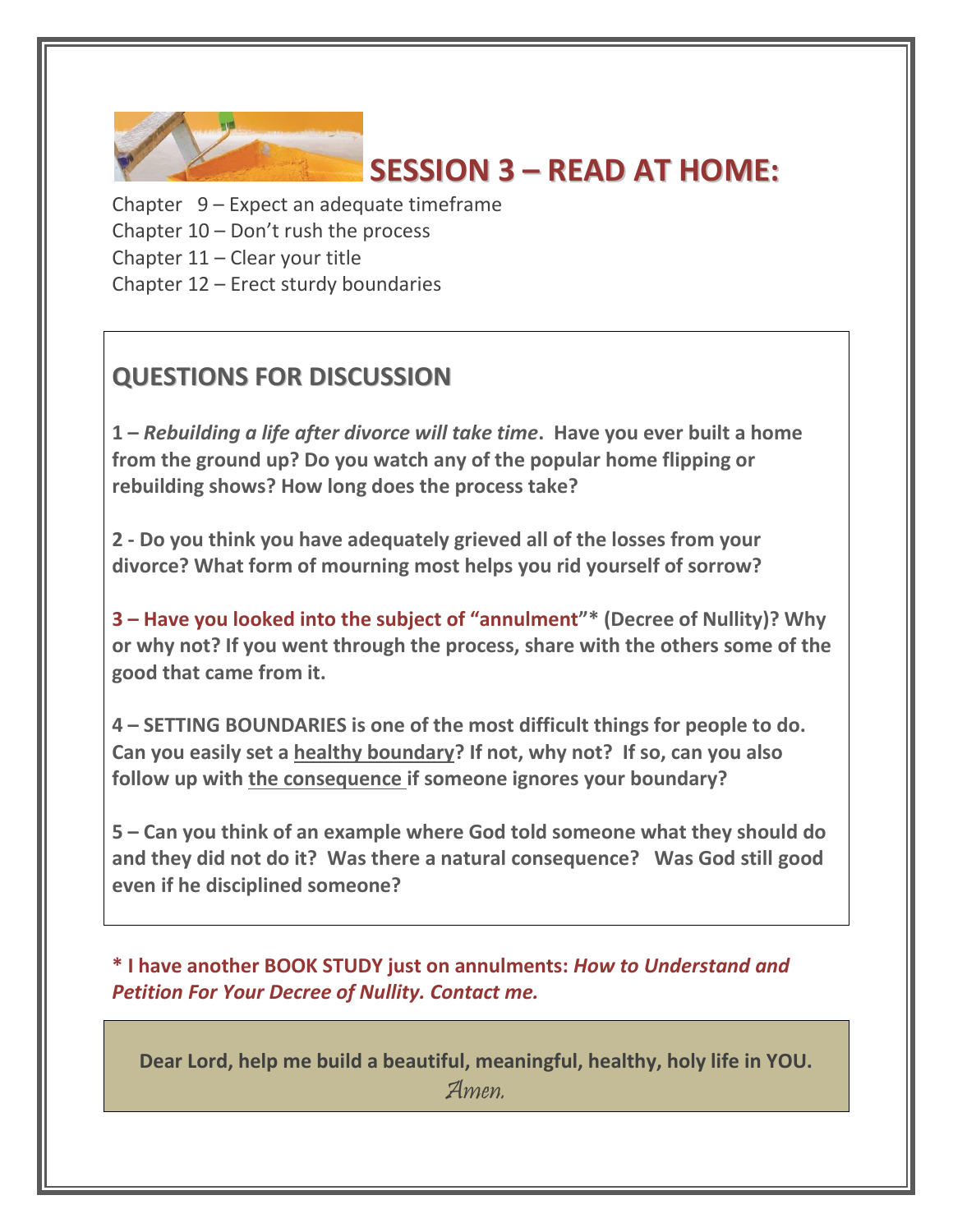# SESSION 3 – READ AT HOME:

Chapter 9 – Expect an adequate timeframe
Chapter 10 – Don't rush the process
Chapter 11 – Clear your title
Chapter 12 – Erect sturdy boundaries

## QUESTIONS FOR DISCUSSION

**1 – *Rebuilding a life after divorce will take time*. Have you ever built a home from the ground up? Do you watch any of the popular home flipping or rebuilding shows? How long does the process take?**

**2 - Do you think you have adequately grieved all of the losses from your divorce? What form of mourning most helps you rid yourself of sorrow?**

**3 – Have you looked into the subject of "annulment"* (Decree of Nullity)? Why or why not? If you went through the process, share with the others some of the good that came from it.**

**4 – SETTING BOUNDARIES is one of the most difficult things for people to do. Can you easily set a <u>healthy boundary</u>? If not, why not? If so, can you also follow up with <u>the consequence</u> if someone ignores your boundary?**

**5 – Can you think of an example where God told someone what they should do and they did not do it? Was there a natural consequence? Was God still good even if he disciplined someone?**

**\* I have another BOOK STUDY just on annulments: *How to Understand and Petition For Your Decree of Nullity. Contact me.***

**Dear Lord, help me build a beautiful, meaningful, healthy, holy life in YOU.**
*Amen.*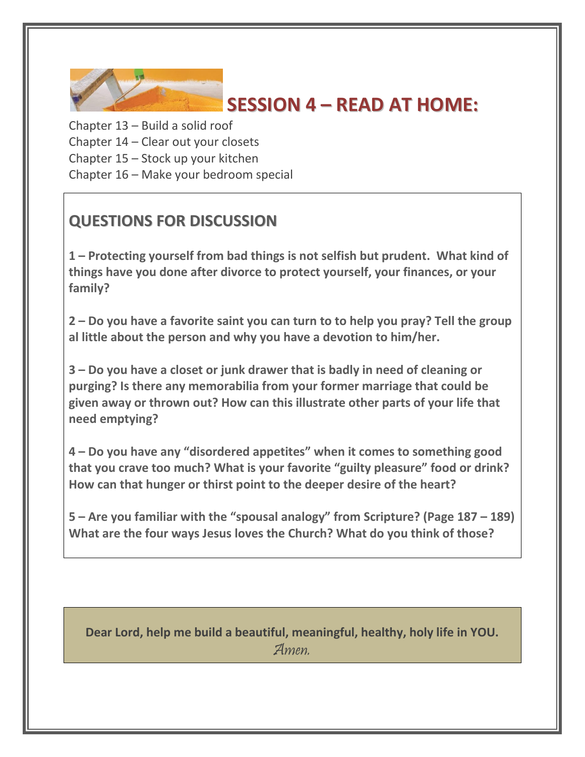# SESSION 4 – READ AT HOME:

Chapter 13 – Build a solid roof
Chapter 14 – Clear out your closets
Chapter 15 – Stock up your kitchen
Chapter 16 – Make your bedroom special

## QUESTIONS FOR DISCUSSION

**1 – Protecting yourself from bad things is not selfish but prudent. What kind of things have you done after divorce to protect yourself, your finances, or your family?**

**2 – Do you have a favorite saint you can turn to to help you pray? Tell the group al little about the person and why you have a devotion to him/her.**

**3 – Do you have a closet or junk drawer that is badly in need of cleaning or purging? Is there any memorabilia from your former marriage that could be given away or thrown out? How can this illustrate other parts of your life that need emptying?**

**4 – Do you have any "disordered appetites" when it comes to something good that you crave too much? What is your favorite "guilty pleasure" food or drink? How can that hunger or thirst point to the deeper desire of the heart?**

**5 – Are you familiar with the "spousal analogy" from Scripture? (Page 187 – 189) What are the four ways Jesus loves the Church? What do you think of those?**

**Dear Lord, help me build a beautiful, meaningful, healthy, holy life in YOU.**
*Amen.*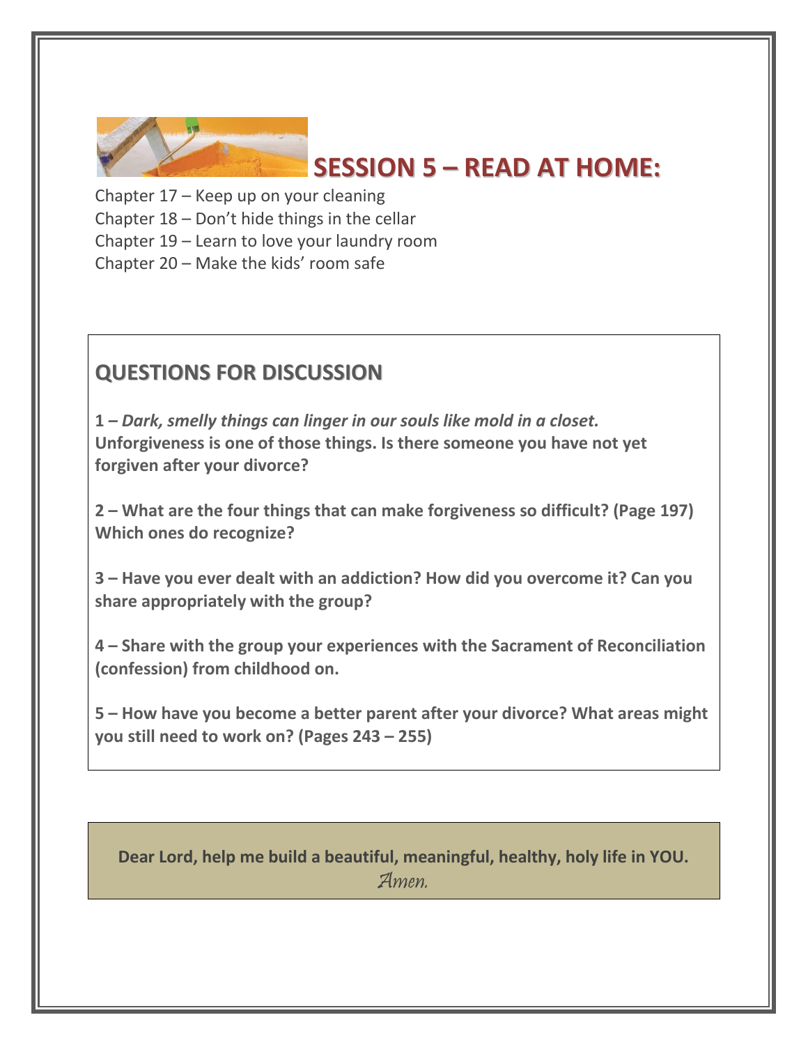# SESSION 5 – READ AT HOME:

Chapter 17 – Keep up on your cleaning
Chapter 18 – Don't hide things in the cellar
Chapter 19 – Learn to love your laundry room
Chapter 20 – Make the kids' room safe

## QUESTIONS FOR DISCUSSION

**1 –** ***Dark, smelly things can linger in our souls like mold in a closet.*** **Unforgiveness is one of those things. Is there someone you have not yet forgiven after your divorce?**

**2 – What are the four things that can make forgiveness so difficult? (Page 197) Which ones do recognize?**

**3 – Have you ever dealt with an addiction? How did you overcome it? Can you share appropriately with the group?**

**4 – Share with the group your experiences with the Sacrament of Reconciliation (confession) from childhood on.**

**5 – How have you become a better parent after your divorce? What areas might you still need to work on? (Pages 243 – 255)**

**Dear Lord, help me build a beautiful, meaningful, healthy, holy life in YOU.**
*Amen.*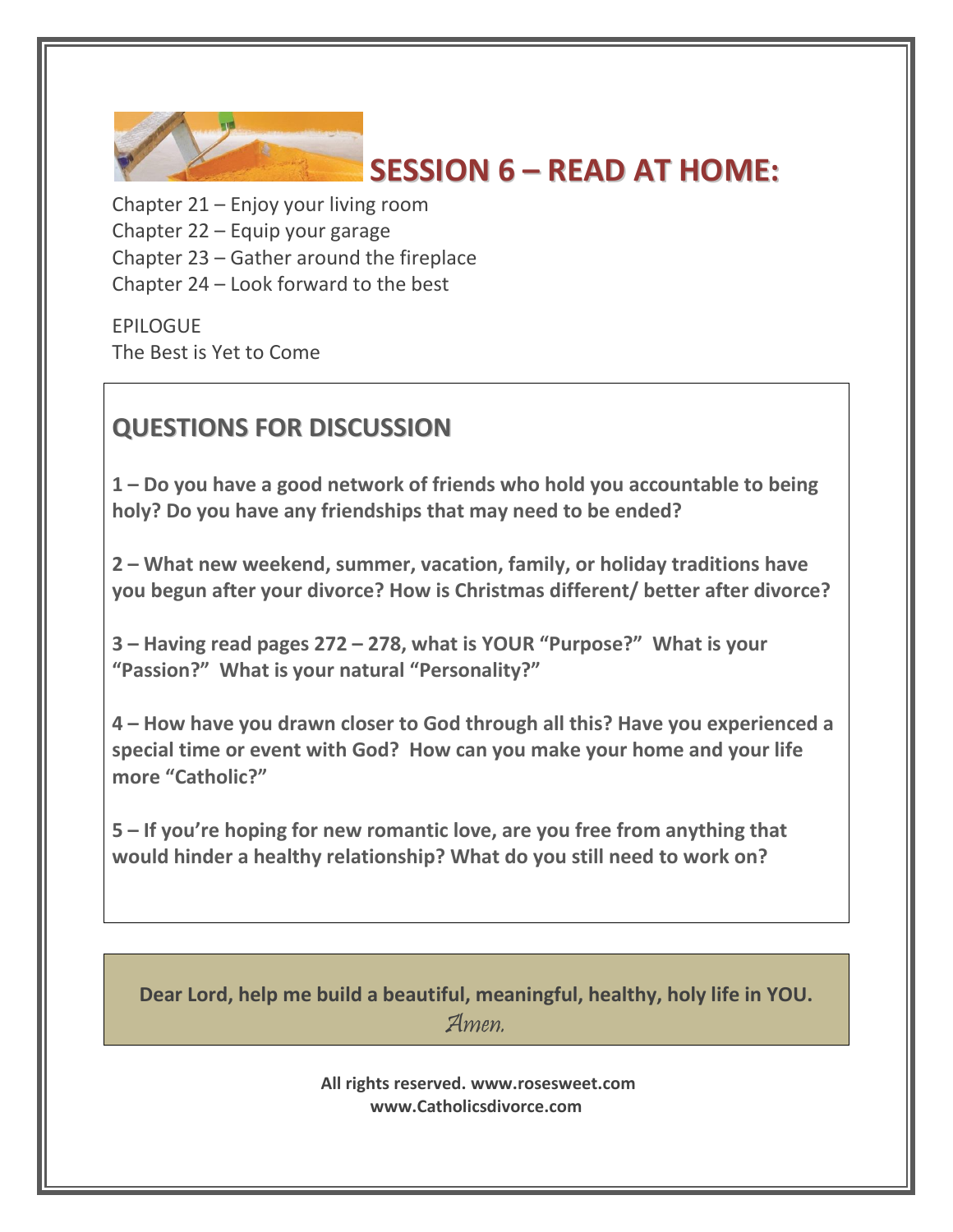# SESSION 6 – READ AT HOME:

Chapter 21 – Enjoy your living room
Chapter 22 – Equip your garage
Chapter 23 – Gather around the fireplace
Chapter 24 – Look forward to the best

EPILOGUE
The Best is Yet to Come

## QUESTIONS FOR DISCUSSION

**1 – Do you have a good network of friends who hold you accountable to being holy? Do you have any friendships that may need to be ended?**

**2 – What new weekend, summer, vacation, family, or holiday traditions have you begun after your divorce? How is Christmas different/ better after divorce?**

**3 – Having read pages 272 – 278, what is YOUR "Purpose?" What is your "Passion?" What is your natural "Personality?"**

**4 – How have you drawn closer to God through all this? Have you experienced a special time or event with God? How can you make your home and your life more "Catholic?"**

**5 – If you're hoping for new romantic love, are you free from anything that would hinder a healthy relationship? What do you still need to work on?**

**Dear Lord, help me build a beautiful, meaningful, healthy, holy life in YOU.**
*Amen.*

**All rights reserved. www.rosesweet.com**
**www.Catholicsdivorce.com**